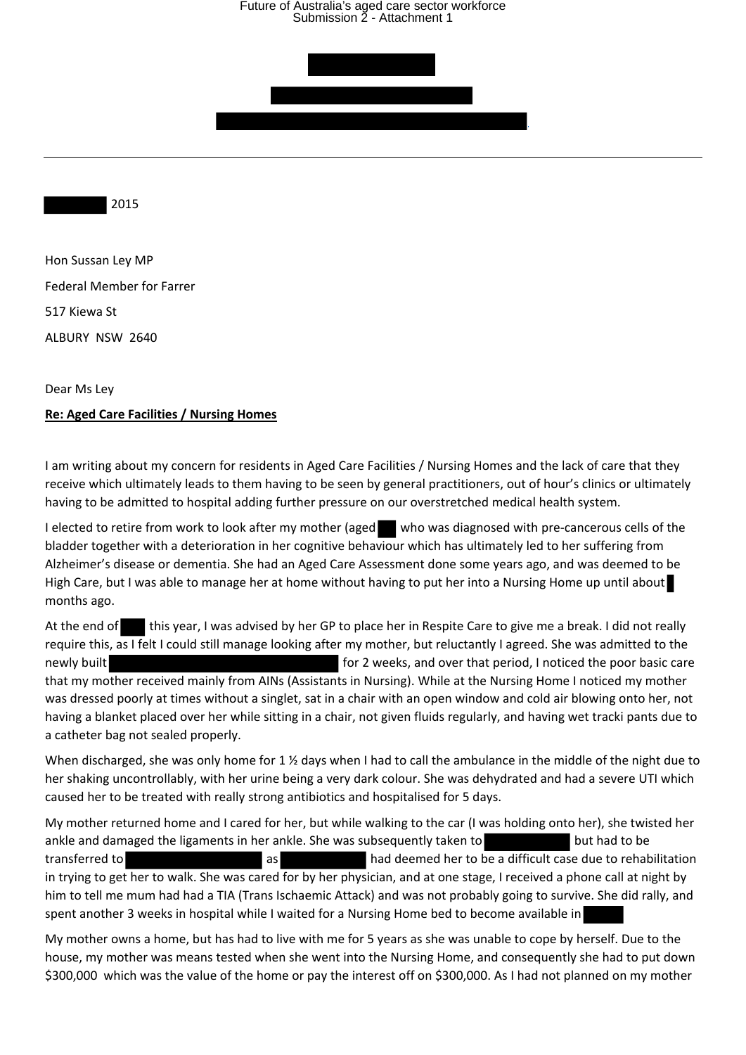2015

Hon Sussan Ley MP

Federal Member for Farrer

517 Kiewa St

ALBURY NSW 2640

Dear Ms Ley

**Re: Aged Care Facilities / Nursing Homes**

I am writing about my concern for residents in Aged Care Facilities / Nursing Homes and the lack of care that they receive which ultimately leads to them having to be seen by general practitioners, out of hour's clinics or ultimately having to be admitted to hospital adding further pressure on our overstretched medical health system.

I elected to retire from work to look after my mother (aged who was diagnosed with pre-cancerous cells of the bladder together with a deterioration in her cognitive behaviour which has ultimately led to her suffering from Alzheimer's disease or dementia. She had an Aged Care Assessment done some years ago, and was deemed to be High Care, but I was able to manage her at home without having to put her into a Nursing Home up until about months ago.

At the end of this year, I was advised by her GP to place her in Respite Care to give me a break. I did not really require this, as I felt I could still manage looking after my mother, but reluctantly I agreed. She was admitted to the newly built for 2 weeks, and over that period, I noticed the poor basic care that my mother received mainly from AINs (Assistants in Nursing). While at the Nursing Home I noticed my mother was dressed poorly at times without a singlet, sat in a chair with an open window and cold air blowing onto her, not having a blanket placed over her while sitting in a chair, not given fluids regularly, and having wet tracki pants due to a catheter bag not sealed properly.

When discharged, she was only home for 1 ½ days when I had to call the ambulance in the middle of the night due to her shaking uncontrollably, with her urine being a very dark colour. She was dehydrated and had a severe UTI which caused her to be treated with really strong antibiotics and hospitalised for 5 days.

My mother returned home and I cared for her, but while walking to the car (I was holding onto her), she twisted her ankle and damaged the ligaments in her ankle. She was subsequently taken to but had to be transferred to as had deemed her to be a difficult case due to rehabilitation in trying to get her to walk. She was cared for by her physician, and at one stage, I received a phone call at night by him to tell me mum had had a TIA (Trans Ischaemic Attack) and was not probably going to survive. She did rally, and spent another 3 weeks in hospital while I waited for a Nursing Home bed to become available in

My mother owns a home, but has had to live with me for 5 years as she was unable to cope by herself. Due to the house, my mother was means tested when she went into the Nursing Home, and consequently she had to put down \$300,000 which was the value of the home or pay the interest off on \$300,000. As I had not planned on my mother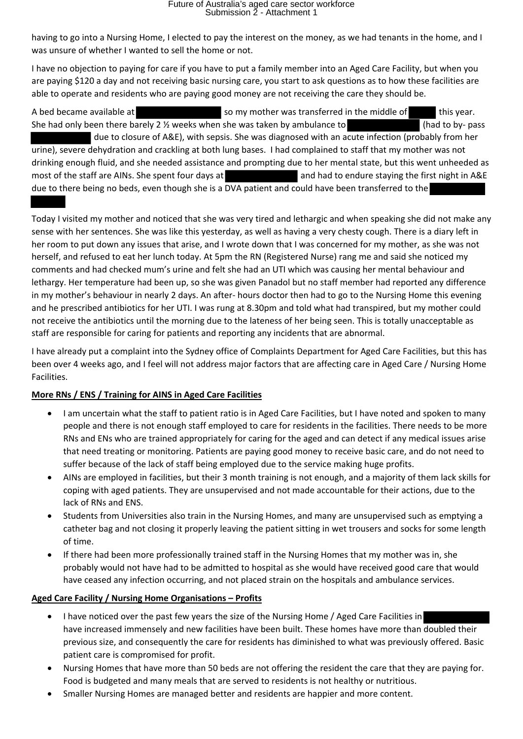having to go into a Nursing Home, I elected to pay the interest on the money, as we had tenants in the home, and I was unsure of whether I wanted to sell the home or not.

I have no objection to paying for care if you have to put a family member into an Aged Care Facility, but when you are paying $120 a day and not receiving basic nursing care, you start to ask questions as to how these facilities are able to operate and residents who are paying good money are not receiving the care they should be.

A bed became available at so my mother was transferred in the middle of this year. She had only been there barely 2 ½ weeks when she was taken by ambulance to (had to by- pass due to closure of A&E), with sepsis. She was diagnosed with an acute infection (probably from her urine), severe dehydration and crackling at both lung bases. I had complained to staff that my mother was not drinking enough fluid, and she needed assistance and prompting due to her mental state, but this went unheeded as most of the staff are AINs. She spent four days at and had to endure staying the first night in A&E due to there being no beds, even though she is a DVA patient and could have been transferred to the

Today I visited my mother and noticed that she was very tired and lethargic and when speaking she did not make any sense with her sentences. She was like this yesterday, as well as having a very chesty cough. There is a diary left in her room to put down any issues that arise, and I wrote down that I was concerned for my mother, as she was not herself, and refused to eat her lunch today. At 5pm the RN (Registered Nurse) rang me and said she noticed my comments and had checked mum's urine and felt she had an UTI which was causing her mental behaviour and lethargy. Her temperature had been up, so she was given Panadol but no staff member had reported any difference in my mother's behaviour in nearly 2 days. An after- hours doctor then had to go to the Nursing Home this evening and he prescribed antibiotics for her UTI. I was rung at 8.30pm and told what had transpired, but my mother could not receive the antibiotics until the morning due to the lateness of her being seen. This is totally unacceptable as staff are responsible for caring for patients and reporting any incidents that are abnormal.

I have already put a complaint into the Sydney office of Complaints Department for Aged Care Facilities, but this has been over 4 weeks ago, and I feel will not address major factors that are affecting care in Aged Care / Nursing Home Facilities.

**More RNs / ENS / Training for AINS in Aged Care Facilities**

- I am uncertain what the staff to patient ratio is in Aged Care Facilities, but I have noted and spoken to many people and there is not enough staff employed to care for residents in the facilities. There needs to be more RNs and ENs who are trained appropriately for caring for the aged and can detect if any medical issues arise that need treating or monitoring. Patients are paying good money to receive basic care, and do not need to suffer because of the lack of staff being employed due to the service making huge profits.
- AINs are employed in facilities, but their 3 month training is not enough, and a majority of them lack skills for coping with aged patients. They are unsupervised and not made accountable for their actions, due to the lack of RNs and ENS.
- Students from Universities also train in the Nursing Homes, and many are unsupervised such as emptying a catheter bag and not closing it properly leaving the patient sitting in wet trousers and socks for some length of time.
- If there had been more professionally trained staff in the Nursing Homes that my mother was in, she probably would not have had to be admitted to hospital as she would have received good care that would have ceased any infection occurring, and not placed strain on the hospitals and ambulance services.

**Aged Care Facility / Nursing Home Organisations – Profits**

- I have noticed over the past few years the size of the Nursing Home / Aged Care Facilities in have increased immensely and new facilities have been built. These homes have more than doubled their previous size, and consequently the care for residents has diminished to what was previously offered. Basic patient care is compromised for profit.
- Nursing Homes that have more than 50 beds are not offering the resident the care that they are paying for. Food is budgeted and many meals that are served to residents is not healthy or nutritious.
- Smaller Nursing Homes are managed better and residents are happier and more content.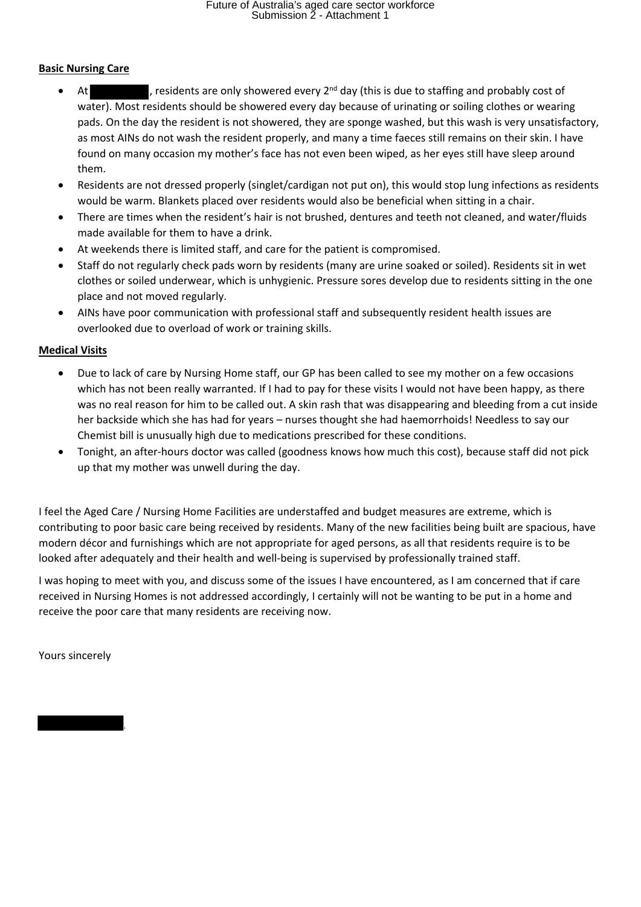**Basic Nursing Care**

- At ████████, residents are only showered every 2nd day (this is due to staffing and probably cost of water). Most residents should be showered every day because of urinating or soiling clothes or wearing pads. On the day the resident is not showered, they are sponge washed, but this wash is very unsatisfactory, as most AINs do not wash the resident properly, and many a time faeces still remains on their skin. I have found on many occasion my mother's face has not even been wiped, as her eyes still have sleep around them.
- Residents are not dressed properly (singlet/cardigan not put on), this would stop lung infections as residents would be warm. Blankets placed over residents would also be beneficial when sitting in a chair.
- There are times when the resident's hair is not brushed, dentures and teeth not cleaned, and water/fluids made available for them to have a drink.
- At weekends there is limited staff, and care for the patient is compromised.
- Staff do not regularly check pads worn by residents (many are urine soaked or soiled). Residents sit in wet clothes or soiled underwear, which is unhygienic. Pressure sores develop due to residents sitting in the one place and not moved regularly.
- AINs have poor communication with professional staff and subsequently resident health issues are overlooked due to overload of work or training skills.

**Medical Visits**

- Due to lack of care by Nursing Home staff, our GP has been called to see my mother on a few occasions which has not been really warranted. If I had to pay for these visits I would not have been happy, as there was no real reason for him to be called out. A skin rash that was disappearing and bleeding from a cut inside her backside which she has had for years – nurses thought she had haemorrhoids! Needless to say our Chemist bill is unusually high due to medications prescribed for these conditions.
- Tonight, an after-hours doctor was called (goodness knows how much this cost), because staff did not pick up that my mother was unwell during the day.

I feel the Aged Care / Nursing Home Facilities are understaffed and budget measures are extreme, which is contributing to poor basic care being received by residents. Many of the new facilities being built are spacious, have modern décor and furnishings which are not appropriate for aged persons, as all that residents require is to be looked after adequately and their health and well-being is supervised by professionally trained staff.

I was hoping to meet with you, and discuss some of the issues I have encountered, as I am concerned that if care received in Nursing Homes is not addressed accordingly, I certainly will not be wanting to be put in a home and receive the poor care that many residents are receiving now.

Yours sincerely

████████.